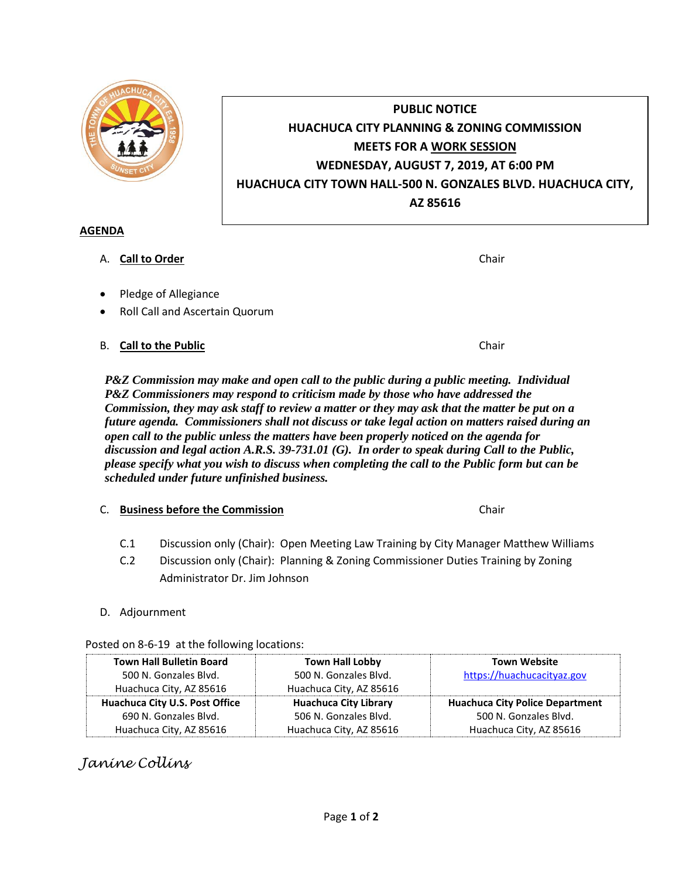**PUBLIC NOTICE**

**HUACHUCA CITY PLANNING & ZONING COMMISSION**

**MEETS FOR A WORK SESSION**

**WEDNESDAY, AUGUST 7, 2019, AT 6:00 PM**

**HUACHUCA CITY TOWN HALL-500 N. GONZALES BLVD. HUACHUCA CITY, AZ 85616**

## AGENDA

A. **Call to Order** — Chair

- Pledge of Allegiance
- Roll Call and Ascertain Quorum

B. **Call to the Public** — Chair

***P&Z Commission may make and open call to the public during a public meeting. Individual P&Z Commissioners may respond to criticism made by those who have addressed the Commission, they may ask staff to review a matter or they may ask that the matter be put on a future agenda. Commissioners shall not discuss or take legal action on matters raised during an open call to the public unless the matters have been properly noticed on the agenda for discussion and legal action A.R.S. 39-731.01 (G). In order to speak during Call to the Public, please specify what you wish to discuss when completing the call to the Public form but can be scheduled under future unfinished business.***

C. **Business before the Commission** — Chair

C.1 Discussion only (Chair): Open Meeting Law Training by City Manager Matthew Williams

C.2 Discussion only (Chair): Planning & Zoning Commissioner Duties Training by Zoning Administrator Dr. Jim Johnson

D. Adjournment

Posted on 8-6-19 at the following locations:

| **Town Hall Bulletin Board**<br>500 N. Gonzales Blvd.<br>Huachuca City, AZ 85616 | **Town Hall Lobby**<br>500 N. Gonzales Blvd.<br>Huachuca City, AZ 85616 | **Town Website**<br>https://huachucacityaz.gov |
|---|---|---|
| **Huachuca City U.S. Post Office**<br>690 N. Gonzales Blvd.<br>Huachuca City, AZ 85616 | **Huachuca City Library**<br>506 N. Gonzales Blvd.<br>Huachuca City, AZ 85616 | **Huachuca City Police Department**<br>500 N. Gonzales Blvd.<br>Huachuca City, AZ 85616 |

*Janine Collins*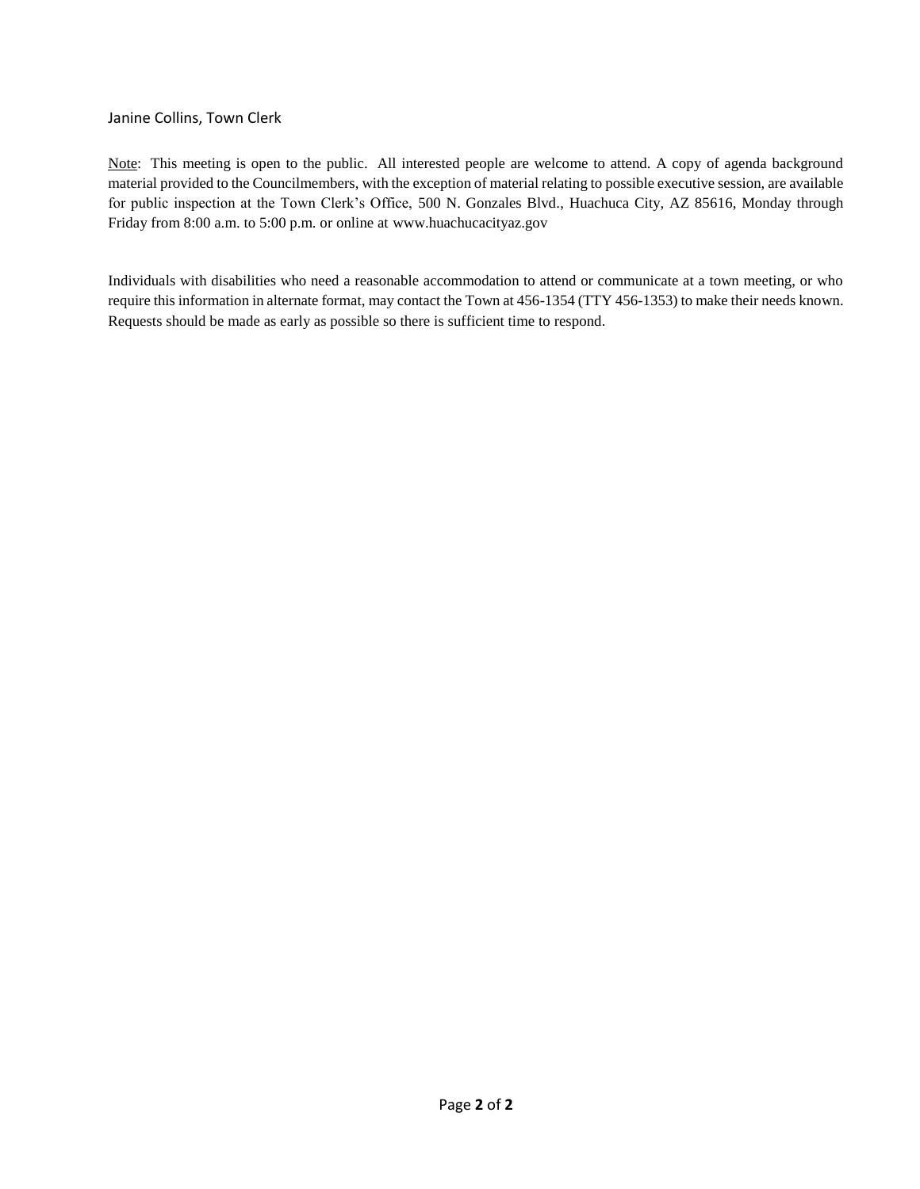Janine Collins, Town Clerk

Note: This meeting is open to the public. All interested people are welcome to attend. A copy of agenda background material provided to the Councilmembers, with the exception of material relating to possible executive session, are available for public inspection at the Town Clerk's Office, 500 N. Gonzales Blvd., Huachuca City, AZ 85616, Monday through Friday from 8:00 a.m. to 5:00 p.m. or online at www.huachucacityaz.gov

Individuals with disabilities who need a reasonable accommodation to attend or communicate at a town meeting, or who require this information in alternate format, may contact the Town at 456-1354 (TTY 456-1353) to make their needs known. Requests should be made as early as possible so there is sufficient time to respond.